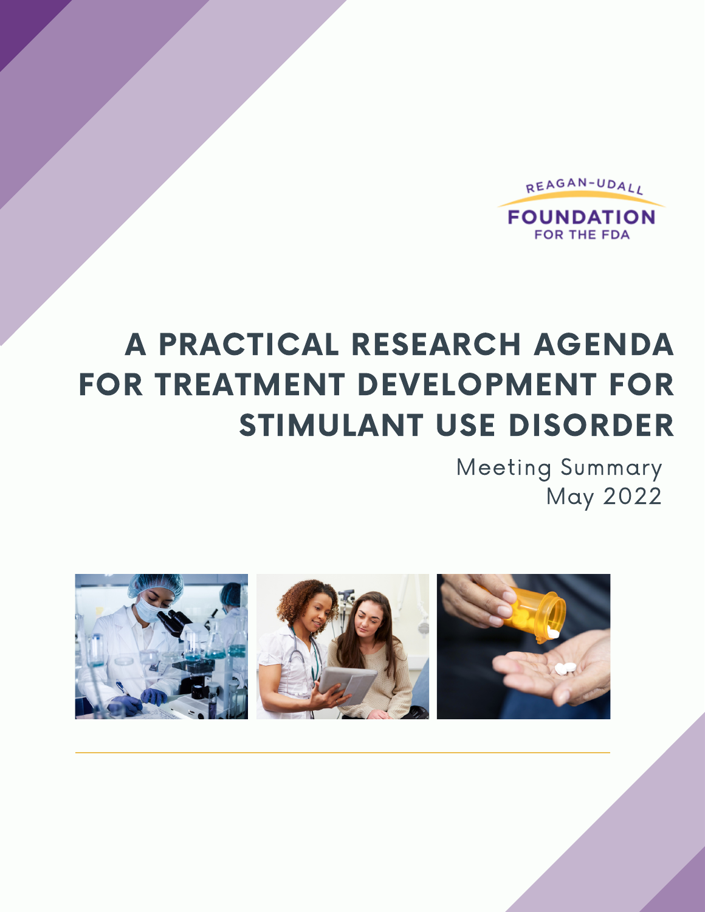REAGAN-UDALL FOUNDATION FOR THE FDA

# A PRACTICAL RESEARCH AGENDA FOR TREATMENT DEVELOPMENT FOR STIMULANT USE DISORDER

Meeting Summary
May 2022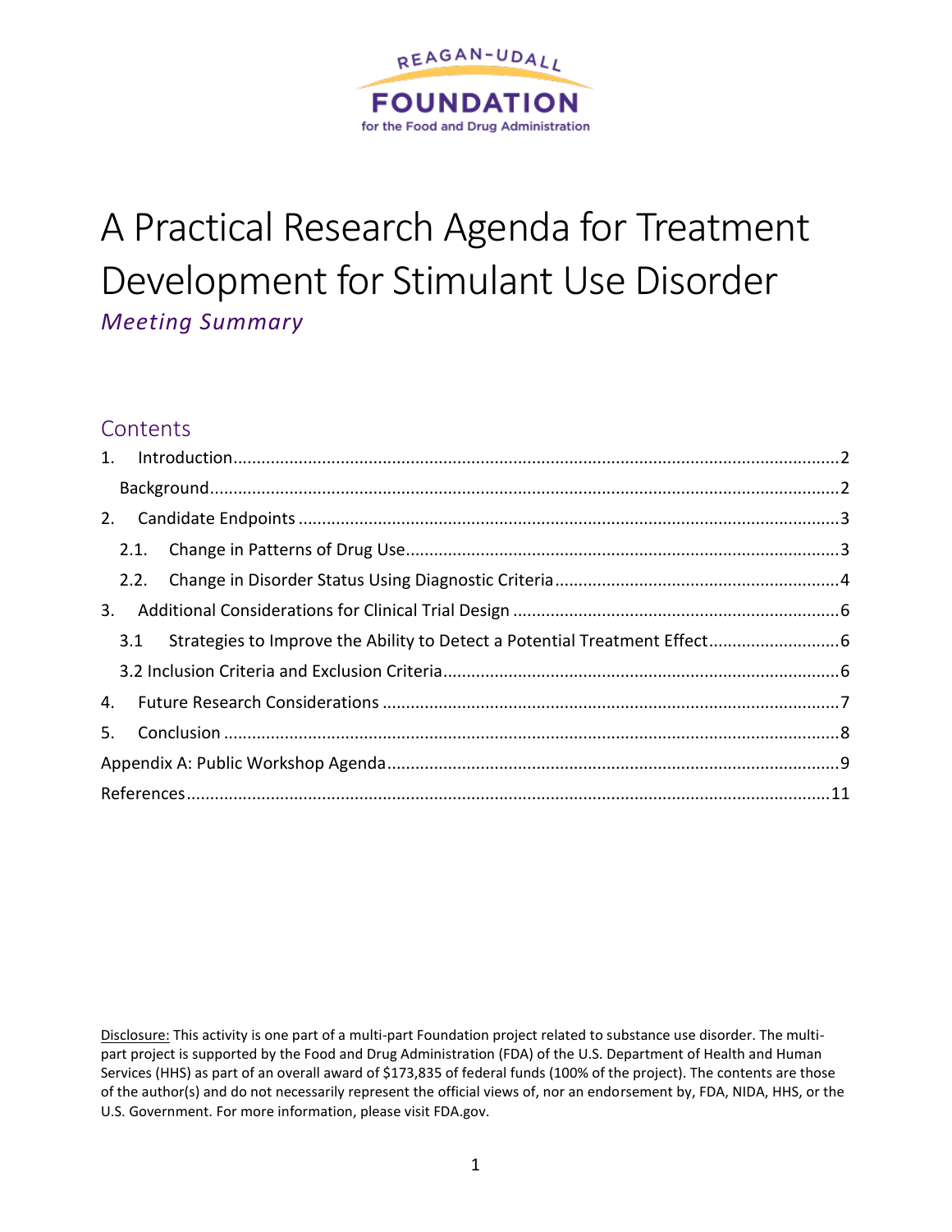REAGAN-UDALL FOUNDATION for the Food and Drug Administration

# A Practical Research Agenda for Treatment Development for Stimulant Use Disorder

*Meeting Summary*

## Contents

1. Introduction ... 2
   - Background ... 2
2. Candidate Endpoints ... 3
   - 2.1. Change in Patterns of Drug Use ... 3
   - 2.2. Change in Disorder Status Using Diagnostic Criteria ... 4
3. Additional Considerations for Clinical Trial Design ... 6
   - 3.1 Strategies to Improve the Ability to Detect a Potential Treatment Effect ... 6
   - 3.2 Inclusion Criteria and Exclusion Criteria ... 6
4. Future Research Considerations ... 7
5. Conclusion ... 8

Appendix A: Public Workshop Agenda ... 9

References ... 11

Disclosure: This activity is one part of a multi-part Foundation project related to substance use disorder. The multi-part project is supported by the Food and Drug Administration (FDA) of the U.S. Department of Health and Human Services (HHS) as part of an overall award of $173,835 of federal funds (100% of the project). The contents are those of the author(s) and do not necessarily represent the official views of, nor an endorsement by, FDA, NIDA, HHS, or the U.S. Government. For more information, please visit FDA.gov.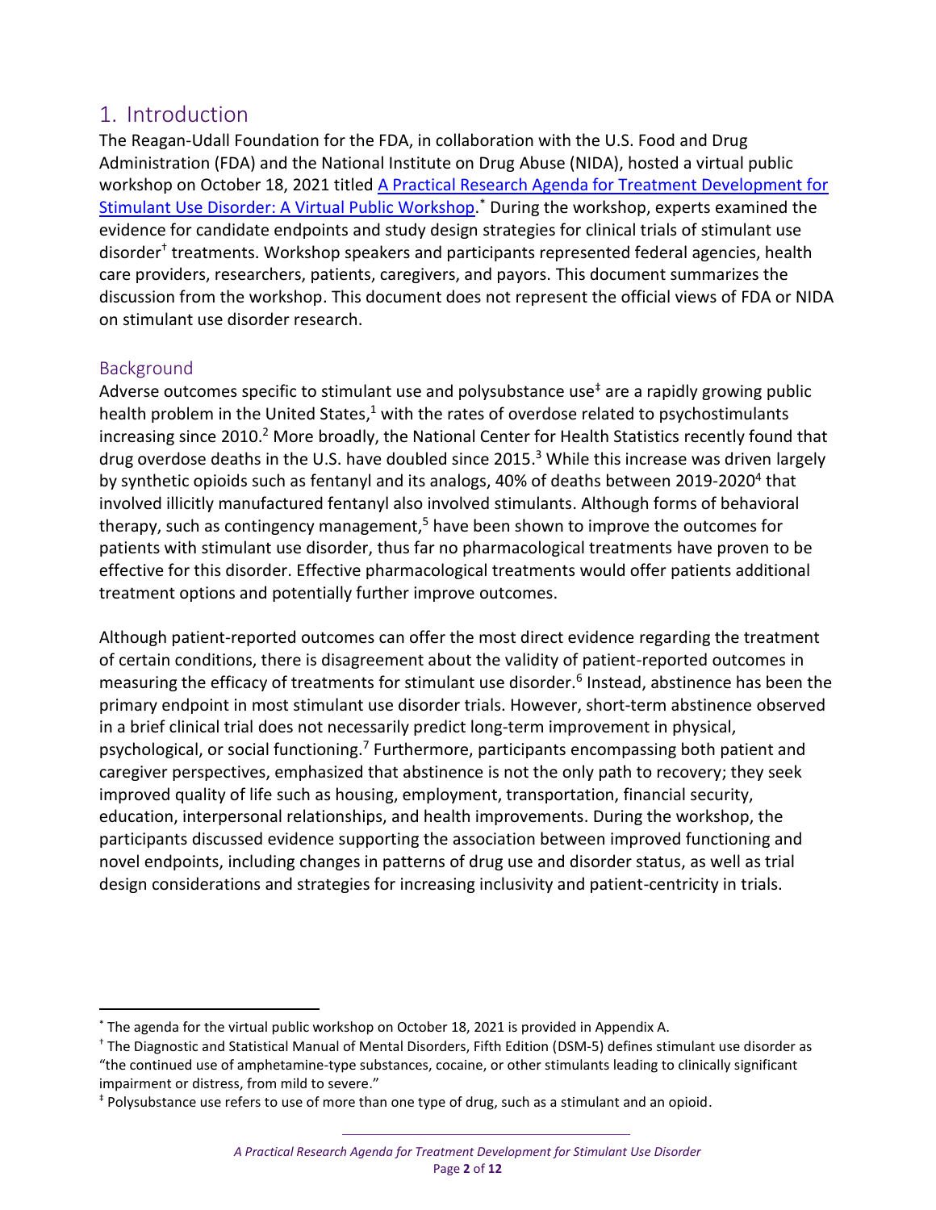# 1. Introduction

The Reagan-Udall Foundation for the FDA, in collaboration with the U.S. Food and Drug Administration (FDA) and the National Institute on Drug Abuse (NIDA), hosted a virtual public workshop on October 18, 2021 titled [A Practical Research Agenda for Treatment Development for Stimulant Use Disorder: A Virtual Public Workshop](). [*] During the workshop, experts examined the evidence for candidate endpoints and study design strategies for clinical trials of stimulant use disorder[†] treatments. Workshop speakers and participants represented federal agencies, health care providers, researchers, patients, caregivers, and payors. This document summarizes the discussion from the workshop. This document does not represent the official views of FDA or NIDA on stimulant use disorder research.

## Background

Adverse outcomes specific to stimulant use and polysubstance use[‡] are a rapidly growing public health problem in the United States,[1] with the rates of overdose related to psychostimulants increasing since 2010.[2] More broadly, the National Center for Health Statistics recently found that drug overdose deaths in the U.S. have doubled since 2015.[3] While this increase was driven largely by synthetic opioids such as fentanyl and its analogs, 40% of deaths between 2019-2020[4] that involved illicitly manufactured fentanyl also involved stimulants. Although forms of behavioral therapy, such as contingency management,[5] have been shown to improve the outcomes for patients with stimulant use disorder, thus far no pharmacological treatments have proven to be effective for this disorder. Effective pharmacological treatments would offer patients additional treatment options and potentially further improve outcomes.

Although patient-reported outcomes can offer the most direct evidence regarding the treatment of certain conditions, there is disagreement about the validity of patient-reported outcomes in measuring the efficacy of treatments for stimulant use disorder.[6] Instead, abstinence has been the primary endpoint in most stimulant use disorder trials. However, short-term abstinence observed in a brief clinical trial does not necessarily predict long-term improvement in physical, psychological, or social functioning.[7] Furthermore, participants encompassing both patient and caregiver perspectives, emphasized that abstinence is not the only path to recovery; they seek improved quality of life such as housing, employment, transportation, financial security, education, interpersonal relationships, and health improvements. During the workshop, the participants discussed evidence supporting the association between improved functioning and novel endpoints, including changes in patterns of drug use and disorder status, as well as trial design considerations and strategies for increasing inclusivity and patient-centricity in trials.

---

[*] The agenda for the virtual public workshop on October 18, 2021 is provided in Appendix A.

[†] The Diagnostic and Statistical Manual of Mental Disorders, Fifth Edition (DSM-5) defines stimulant use disorder as "the continued use of amphetamine-type substances, cocaine, or other stimulants leading to clinically significant impairment or distress, from mild to severe."

[‡] Polysubstance use refers to use of more than one type of drug, such as a stimulant and an opioid.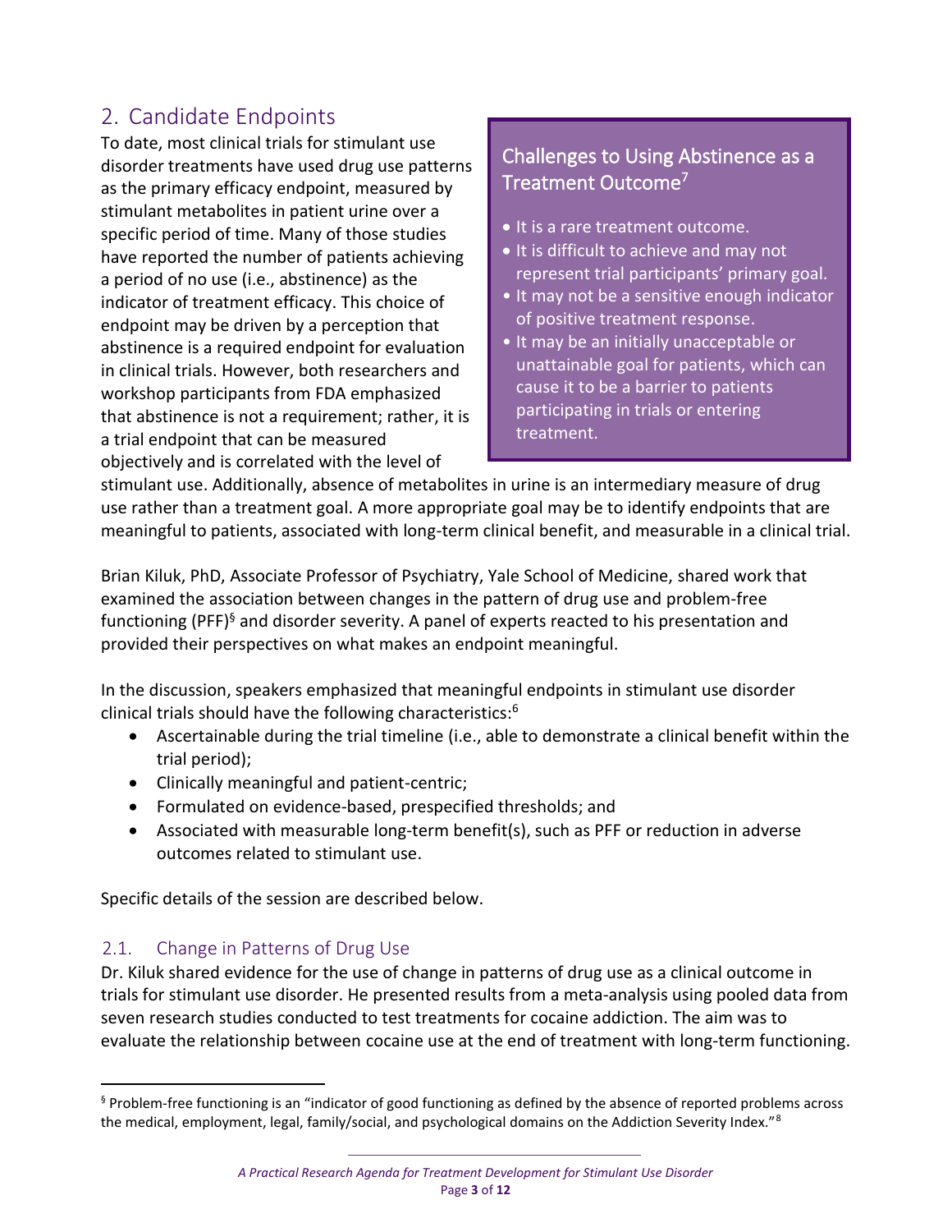## 2. Candidate Endpoints

To date, most clinical trials for stimulant use disorder treatments have used drug use patterns as the primary efficacy endpoint, measured by stimulant metabolites in patient urine over a specific period of time. Many of those studies have reported the number of patients achieving a period of no use (i.e., abstinence) as the indicator of treatment efficacy. This choice of endpoint may be driven by a perception that abstinence is a required endpoint for evaluation in clinical trials. However, both researchers and workshop participants from FDA emphasized that abstinence is not a requirement; rather, it is a trial endpoint that can be measured objectively and is correlated with the level of stimulant use. Additionally, absence of metabolites in urine is an intermediary measure of drug use rather than a treatment goal. A more appropriate goal may be to identify endpoints that are meaningful to patients, associated with long-term clinical benefit, and measurable in a clinical trial.

> **Challenges to Using Abstinence as a Treatment Outcome[7]**
>
> - It is a rare treatment outcome.
> - It is difficult to achieve and may not represent trial participants' primary goal.
> - It may not be a sensitive enough indicator of positive treatment response.
> - It may be an initially unacceptable or unattainable goal for patients, which can cause it to be a barrier to patients participating in trials or entering treatment.

Brian Kiluk, PhD, Associate Professor of Psychiatry, Yale School of Medicine, shared work that examined the association between changes in the pattern of drug use and problem-free functioning (PFF)[§] and disorder severity. A panel of experts reacted to his presentation and provided their perspectives on what makes an endpoint meaningful.

In the discussion, speakers emphasized that meaningful endpoints in stimulant use disorder clinical trials should have the following characteristics:[6]

- Ascertainable during the trial timeline (i.e., able to demonstrate a clinical benefit within the trial period);
- Clinically meaningful and patient-centric;
- Formulated on evidence-based, prespecified thresholds; and
- Associated with measurable long-term benefit(s), such as PFF or reduction in adverse outcomes related to stimulant use.

Specific details of the session are described below.

### 2.1. Change in Patterns of Drug Use

Dr. Kiluk shared evidence for the use of change in patterns of drug use as a clinical outcome in trials for stimulant use disorder. He presented results from a meta-analysis using pooled data from seven research studies conducted to test treatments for cocaine addiction. The aim was to evaluate the relationship between cocaine use at the end of treatment with long-term functioning.

---

[§] Problem-free functioning is an "indicator of good functioning as defined by the absence of reported problems across the medical, employment, legal, family/social, and psychological domains on the Addiction Severity Index."[8]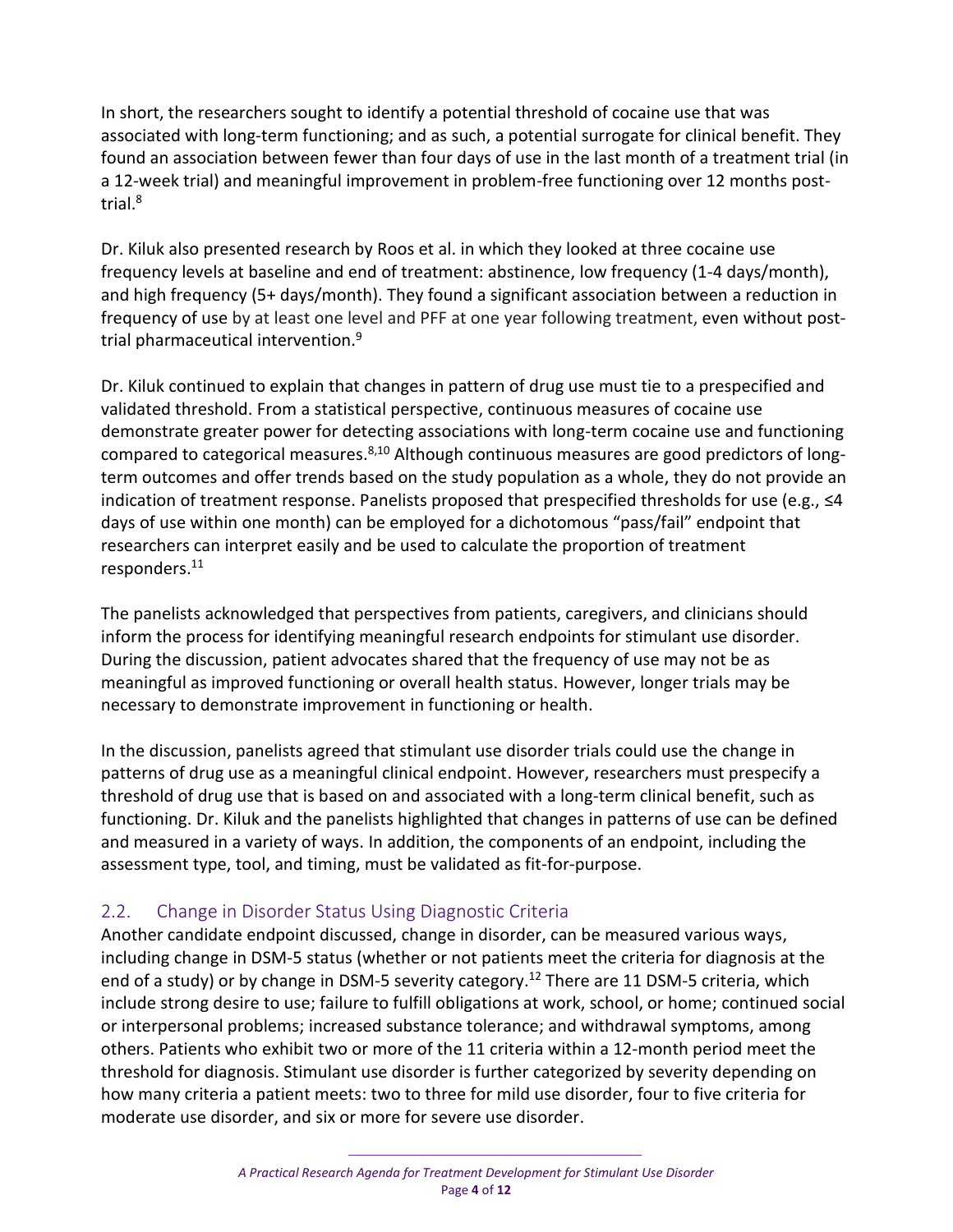In short, the researchers sought to identify a potential threshold of cocaine use that was associated with long-term functioning; and as such, a potential surrogate for clinical benefit. They found an association between fewer than four days of use in the last month of a treatment trial (in a 12-week trial) and meaningful improvement in problem-free functioning over 12 months post-trial.[8]

Dr. Kiluk also presented research by Roos et al. in which they looked at three cocaine use frequency levels at baseline and end of treatment: abstinence, low frequency (1-4 days/month), and high frequency (5+ days/month). They found a significant association between a reduction in frequency of use by at least one level and PFF at one year following treatment, even without post-trial pharmaceutical intervention.[9]

Dr. Kiluk continued to explain that changes in pattern of drug use must tie to a prespecified and validated threshold. From a statistical perspective, continuous measures of cocaine use demonstrate greater power for detecting associations with long-term cocaine use and functioning compared to categorical measures.[8,10] Although continuous measures are good predictors of long-term outcomes and offer trends based on the study population as a whole, they do not provide an indication of treatment response. Panelists proposed that prespecified thresholds for use (e.g., ≤4 days of use within one month) can be employed for a dichotomous "pass/fail" endpoint that researchers can interpret easily and be used to calculate the proportion of treatment responders.[11]

The panelists acknowledged that perspectives from patients, caregivers, and clinicians should inform the process for identifying meaningful research endpoints for stimulant use disorder. During the discussion, patient advocates shared that the frequency of use may not be as meaningful as improved functioning or overall health status. However, longer trials may be necessary to demonstrate improvement in functioning or health.

In the discussion, panelists agreed that stimulant use disorder trials could use the change in patterns of drug use as a meaningful clinical endpoint. However, researchers must prespecify a threshold of drug use that is based on and associated with a long-term clinical benefit, such as functioning. Dr. Kiluk and the panelists highlighted that changes in patterns of use can be defined and measured in a variety of ways. In addition, the components of an endpoint, including the assessment type, tool, and timing, must be validated as fit-for-purpose.

## 2.2. Change in Disorder Status Using Diagnostic Criteria

Another candidate endpoint discussed, change in disorder, can be measured various ways, including change in DSM-5 status (whether or not patients meet the criteria for diagnosis at the end of a study) or by change in DSM-5 severity category.[12] There are 11 DSM-5 criteria, which include strong desire to use; failure to fulfill obligations at work, school, or home; continued social or interpersonal problems; increased substance tolerance; and withdrawal symptoms, among others. Patients who exhibit two or more of the 11 criteria within a 12-month period meet the threshold for diagnosis. Stimulant use disorder is further categorized by severity depending on how many criteria a patient meets: two to three for mild use disorder, four to five criteria for moderate use disorder, and six or more for severe use disorder.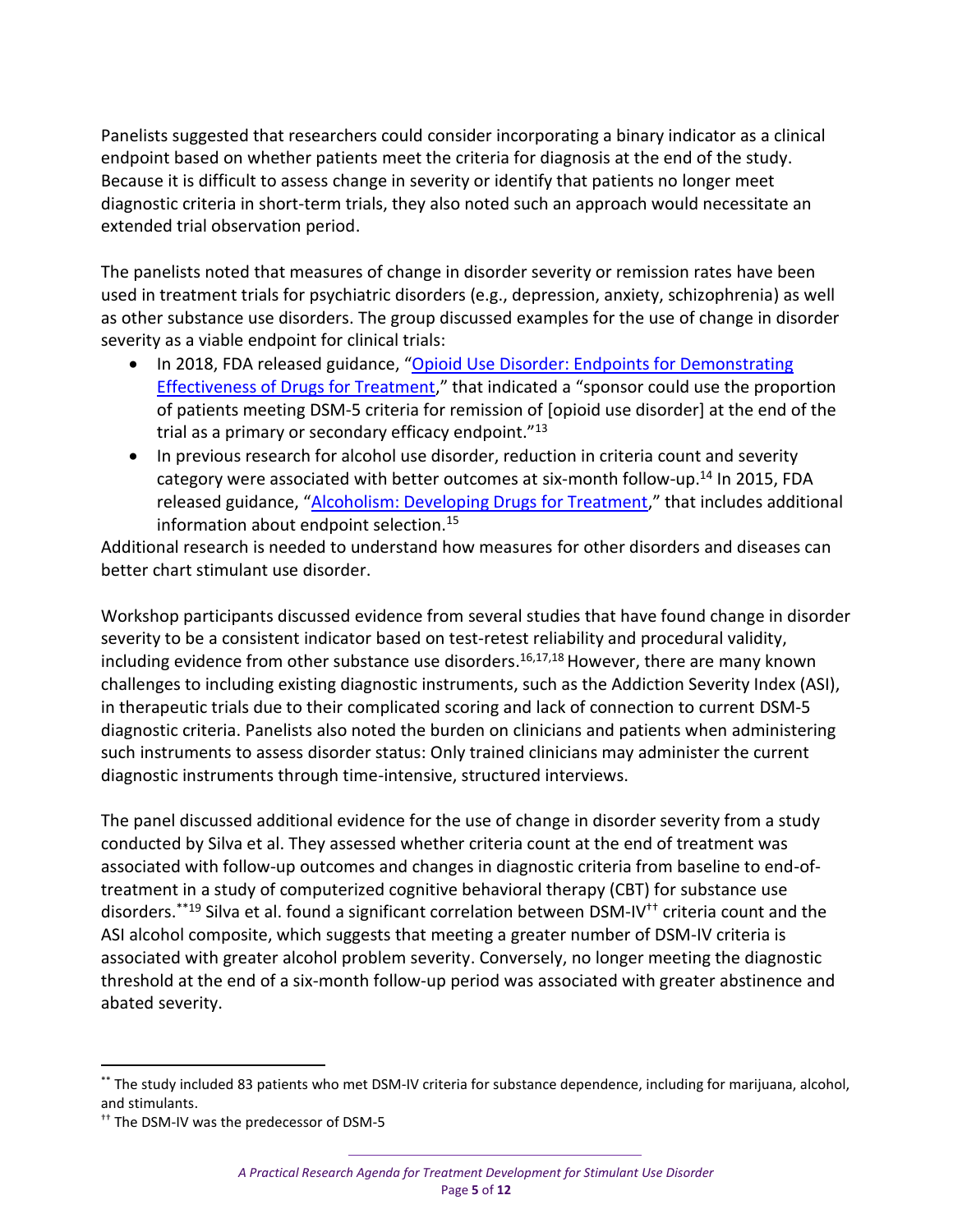Panelists suggested that researchers could consider incorporating a binary indicator as a clinical endpoint based on whether patients meet the criteria for diagnosis at the end of the study. Because it is difficult to assess change in severity or identify that patients no longer meet diagnostic criteria in short-term trials, they also noted such an approach would necessitate an extended trial observation period.

The panelists noted that measures of change in disorder severity or remission rates have been used in treatment trials for psychiatric disorders (e.g., depression, anxiety, schizophrenia) as well as other substance use disorders. The group discussed examples for the use of change in disorder severity as a viable endpoint for clinical trials:

- In 2018, FDA released guidance, "[Opioid Use Disorder: Endpoints for Demonstrating Effectiveness of Drugs for Treatment](#)," that indicated a "sponsor could use the proportion of patients meeting DSM-5 criteria for remission of [opioid use disorder] at the end of the trial as a primary or secondary efficacy endpoint."[13]
- In previous research for alcohol use disorder, reduction in criteria count and severity category were associated with better outcomes at six-month follow-up.[14] In 2015, FDA released guidance, "[Alcoholism: Developing Drugs for Treatment](#)," that includes additional information about endpoint selection.[15]

Additional research is needed to understand how measures for other disorders and diseases can better chart stimulant use disorder.

Workshop participants discussed evidence from several studies that have found change in disorder severity to be a consistent indicator based on test-retest reliability and procedural validity, including evidence from other substance use disorders.[16,17,18] However, there are many known challenges to including existing diagnostic instruments, such as the Addiction Severity Index (ASI), in therapeutic trials due to their complicated scoring and lack of connection to current DSM-5 diagnostic criteria. Panelists also noted the burden on clinicians and patients when administering such instruments to assess disorder status: Only trained clinicians may administer the current diagnostic instruments through time-intensive, structured interviews.

The panel discussed additional evidence for the use of change in disorder severity from a study conducted by Silva et al. They assessed whether criteria count at the end of treatment was associated with follow-up outcomes and changes in diagnostic criteria from baseline to end-of-treatment in a study of computerized cognitive behavioral therapy (CBT) for substance use disorders.[\*\*][19] Silva et al. found a significant correlation between DSM-IV[††] criteria count and the ASI alcohol composite, which suggests that meeting a greater number of DSM-IV criteria is associated with greater alcohol problem severity. Conversely, no longer meeting the diagnostic threshold at the end of a six-month follow-up period was associated with greater abstinence and abated severity.

---

[\*\*] The study included 83 patients who met DSM-IV criteria for substance dependence, including for marijuana, alcohol, and stimulants.

[††] The DSM-IV was the predecessor of DSM-5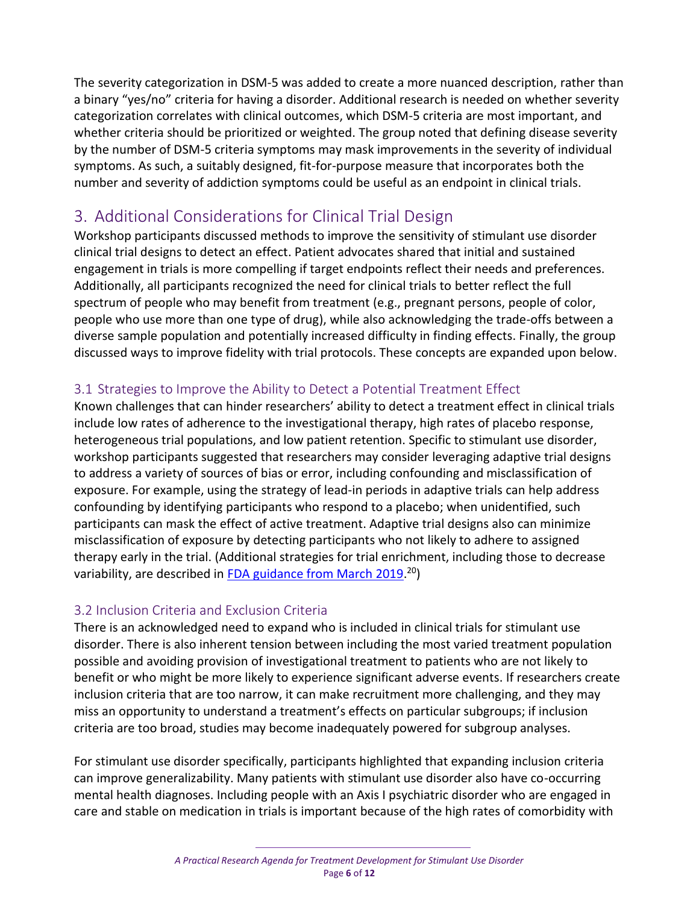The severity categorization in DSM-5 was added to create a more nuanced description, rather than a binary "yes/no" criteria for having a disorder. Additional research is needed on whether severity categorization correlates with clinical outcomes, which DSM-5 criteria are most important, and whether criteria should be prioritized or weighted. The group noted that defining disease severity by the number of DSM-5 criteria symptoms may mask improvements in the severity of individual symptoms. As such, a suitably designed, fit-for-purpose measure that incorporates both the number and severity of addiction symptoms could be useful as an endpoint in clinical trials.

## 3. Additional Considerations for Clinical Trial Design

Workshop participants discussed methods to improve the sensitivity of stimulant use disorder clinical trial designs to detect an effect. Patient advocates shared that initial and sustained engagement in trials is more compelling if target endpoints reflect their needs and preferences. Additionally, all participants recognized the need for clinical trials to better reflect the full spectrum of people who may benefit from treatment (e.g., pregnant persons, people of color, people who use more than one type of drug), while also acknowledging the trade-offs between a diverse sample population and potentially increased difficulty in finding effects. Finally, the group discussed ways to improve fidelity with trial protocols. These concepts are expanded upon below.

### 3.1 Strategies to Improve the Ability to Detect a Potential Treatment Effect

Known challenges that can hinder researchers' ability to detect a treatment effect in clinical trials include low rates of adherence to the investigational therapy, high rates of placebo response, heterogeneous trial populations, and low patient retention. Specific to stimulant use disorder, workshop participants suggested that researchers may consider leveraging adaptive trial designs to address a variety of sources of bias or error, including confounding and misclassification of exposure. For example, using the strategy of lead-in periods in adaptive trials can help address confounding by identifying participants who respond to a placebo; when unidentified, such participants can mask the effect of active treatment. Adaptive trial designs also can minimize misclassification of exposure by detecting participants who not likely to adhere to assigned therapy early in the trial. (Additional strategies for trial enrichment, including those to decrease variability, are described in [FDA guidance from March 2019](#).[20])

### 3.2 Inclusion Criteria and Exclusion Criteria

There is an acknowledged need to expand who is included in clinical trials for stimulant use disorder. There is also inherent tension between including the most varied treatment population possible and avoiding provision of investigational treatment to patients who are not likely to benefit or who might be more likely to experience significant adverse events. If researchers create inclusion criteria that are too narrow, it can make recruitment more challenging, and they may miss an opportunity to understand a treatment's effects on particular subgroups; if inclusion criteria are too broad, studies may become inadequately powered for subgroup analyses.

For stimulant use disorder specifically, participants highlighted that expanding inclusion criteria can improve generalizability. Many patients with stimulant use disorder also have co-occurring mental health diagnoses. Including people with an Axis I psychiatric disorder who are engaged in care and stable on medication in trials is important because of the high rates of comorbidity with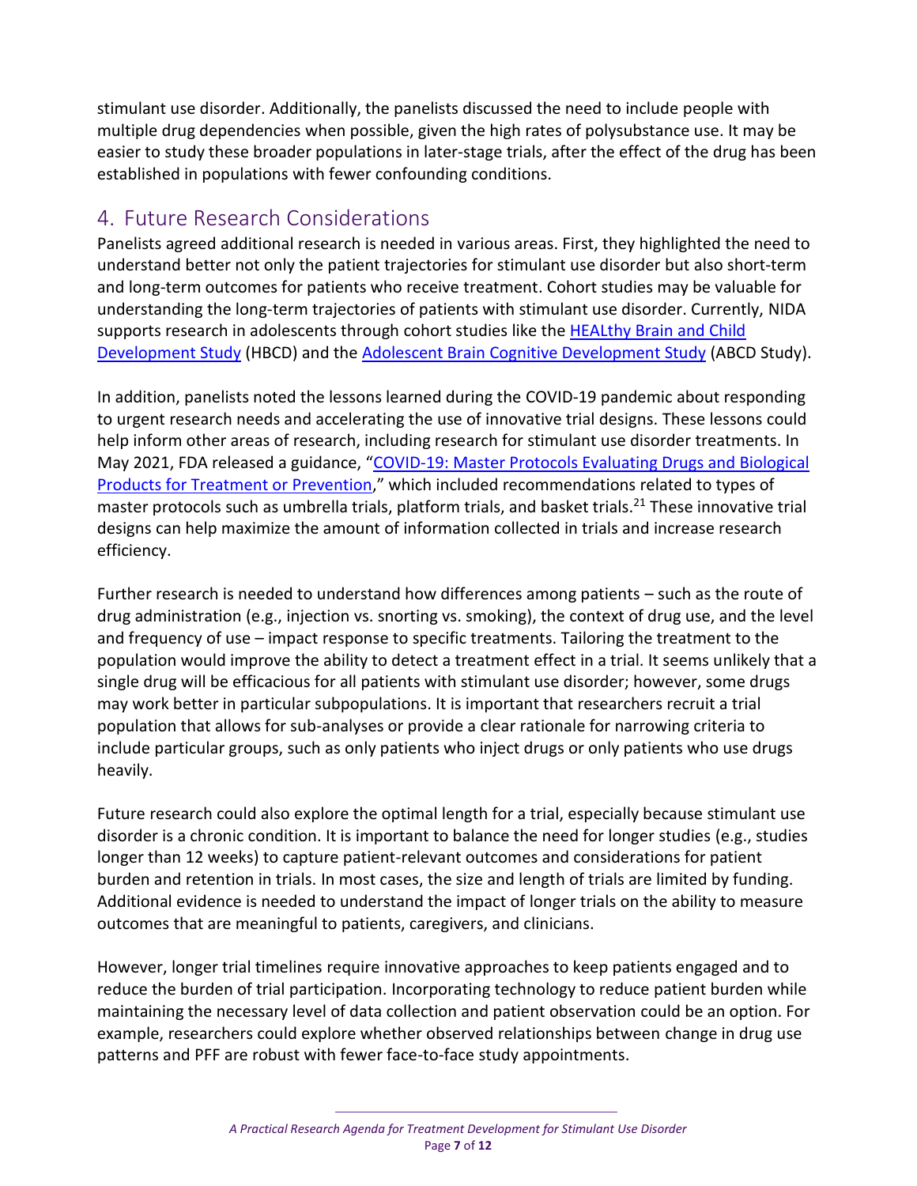stimulant use disorder. Additionally, the panelists discussed the need to include people with multiple drug dependencies when possible, given the high rates of polysubstance use. It may be easier to study these broader populations in later-stage trials, after the effect of the drug has been established in populations with fewer confounding conditions.

## 4. Future Research Considerations

Panelists agreed additional research is needed in various areas. First, they highlighted the need to understand better not only the patient trajectories for stimulant use disorder but also short-term and long-term outcomes for patients who receive treatment. Cohort studies may be valuable for understanding the long-term trajectories of patients with stimulant use disorder. Currently, NIDA supports research in adolescents through cohort studies like the HEALthy Brain and Child Development Study (HBCD) and the Adolescent Brain Cognitive Development Study (ABCD Study).

In addition, panelists noted the lessons learned during the COVID-19 pandemic about responding to urgent research needs and accelerating the use of innovative trial designs. These lessons could help inform other areas of research, including research for stimulant use disorder treatments. In May 2021, FDA released a guidance, "COVID-19: Master Protocols Evaluating Drugs and Biological Products for Treatment or Prevention," which included recommendations related to types of master protocols such as umbrella trials, platform trials, and basket trials.[21] These innovative trial designs can help maximize the amount of information collected in trials and increase research efficiency.

Further research is needed to understand how differences among patients – such as the route of drug administration (e.g., injection vs. snorting vs. smoking), the context of drug use, and the level and frequency of use – impact response to specific treatments. Tailoring the treatment to the population would improve the ability to detect a treatment effect in a trial. It seems unlikely that a single drug will be efficacious for all patients with stimulant use disorder; however, some drugs may work better in particular subpopulations. It is important that researchers recruit a trial population that allows for sub-analyses or provide a clear rationale for narrowing criteria to include particular groups, such as only patients who inject drugs or only patients who use drugs heavily.

Future research could also explore the optimal length for a trial, especially because stimulant use disorder is a chronic condition. It is important to balance the need for longer studies (e.g., studies longer than 12 weeks) to capture patient-relevant outcomes and considerations for patient burden and retention in trials. In most cases, the size and length of trials are limited by funding. Additional evidence is needed to understand the impact of longer trials on the ability to measure outcomes that are meaningful to patients, caregivers, and clinicians.

However, longer trial timelines require innovative approaches to keep patients engaged and to reduce the burden of trial participation. Incorporating technology to reduce patient burden while maintaining the necessary level of data collection and patient observation could be an option. For example, researchers could explore whether observed relationships between change in drug use patterns and PFF are robust with fewer face-to-face study appointments.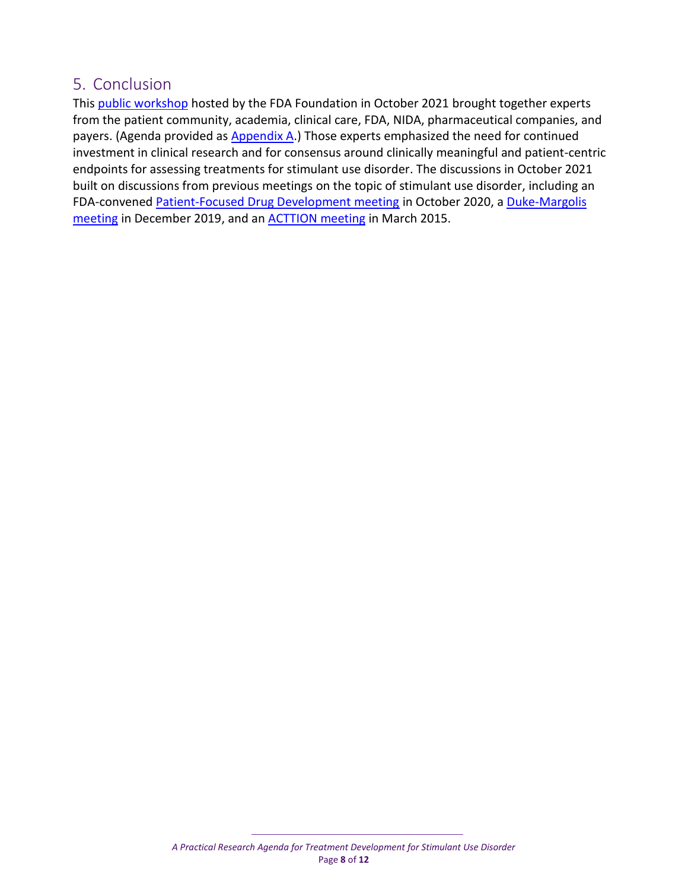## 5. Conclusion

This public workshop hosted by the FDA Foundation in October 2021 brought together experts from the patient community, academia, clinical care, FDA, NIDA, pharmaceutical companies, and payers. (Agenda provided as Appendix A.) Those experts emphasized the need for continued investment in clinical research and for consensus around clinically meaningful and patient-centric endpoints for assessing treatments for stimulant use disorder. The discussions in October 2021 built on discussions from previous meetings on the topic of stimulant use disorder, including an FDA-convened Patient-Focused Drug Development meeting in October 2020, a Duke-Margolis meeting in December 2019, and an ACTTION meeting in March 2015.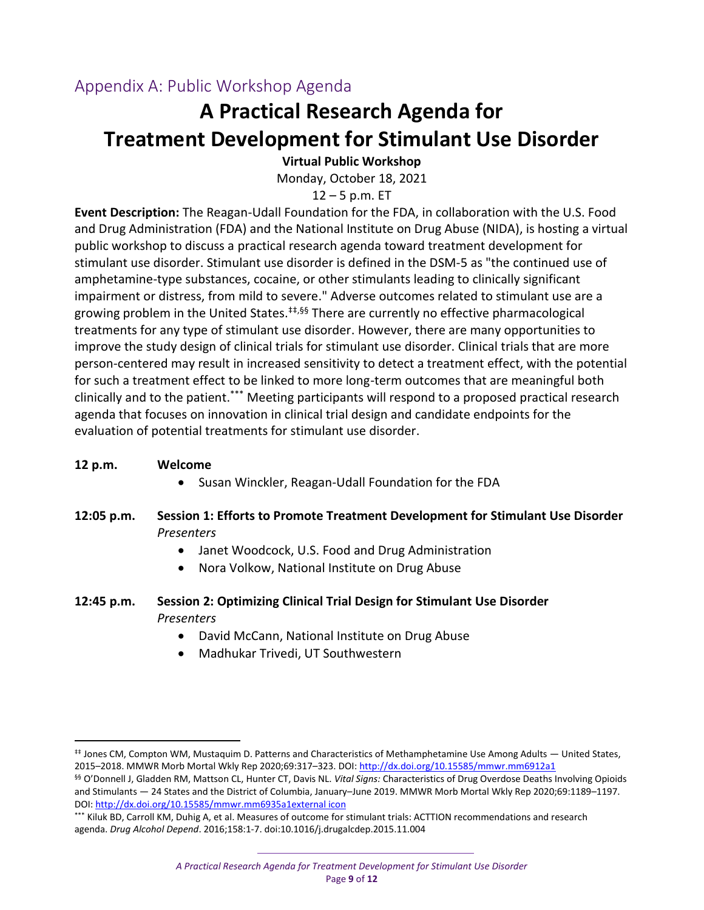## Appendix A: Public Workshop Agenda

# A Practical Research Agenda for Treatment Development for Stimulant Use Disorder

**Virtual Public Workshop**

Monday, October 18, 2021

12 – 5 p.m. ET

**Event Description:** The Reagan-Udall Foundation for the FDA, in collaboration with the U.S. Food and Drug Administration (FDA) and the National Institute on Drug Abuse (NIDA), is hosting a virtual public workshop to discuss a practical research agenda toward treatment development for stimulant use disorder. Stimulant use disorder is defined in the DSM-5 as "the continued use of amphetamine-type substances, cocaine, or other stimulants leading to clinically significant impairment or distress, from mild to severe." Adverse outcomes related to stimulant use are a growing problem in the United States.[‡‡,§§] There are currently no effective pharmacological treatments for any type of stimulant use disorder. However, there are many opportunities to improve the study design of clinical trials for stimulant use disorder. Clinical trials that are more person-centered may result in increased sensitivity to detect a treatment effect, with the potential for such a treatment effect to be linked to more long-term outcomes that are meaningful both clinically and to the patient.[***] Meeting participants will respond to a proposed practical research agenda that focuses on innovation in clinical trial design and candidate endpoints for the evaluation of potential treatments for stimulant use disorder.

**12 p.m. Welcome**

- Susan Winckler, Reagan-Udall Foundation for the FDA

**12:05 p.m. Session 1: Efforts to Promote Treatment Development for Stimulant Use Disorder**

*Presenters*

- Janet Woodcock, U.S. Food and Drug Administration
- Nora Volkow, National Institute on Drug Abuse

**12:45 p.m. Session 2: Optimizing Clinical Trial Design for Stimulant Use Disorder**

*Presenters*

- David McCann, National Institute on Drug Abuse
- Madhukar Trivedi, UT Southwestern

---

[‡‡] Jones CM, Compton WM, Mustaquim D. Patterns and Characteristics of Methamphetamine Use Among Adults — United States, 2015–2018. MMWR Morb Mortal Wkly Rep 2020;69:317–323. DOI: http://dx.doi.org/10.15585/mmwr.mm6912a1

[§§] O'Donnell J, Gladden RM, Mattson CL, Hunter CT, Davis NL. *Vital Signs:* Characteristics of Drug Overdose Deaths Involving Opioids and Stimulants — 24 States and the District of Columbia, January–June 2019. MMWR Morb Mortal Wkly Rep 2020;69:1189–1197. DOI: http://dx.doi.org/10.15585/mmwr.mm6935a1external icon

[***] Kiluk BD, Carroll KM, Duhig A, et al. Measures of outcome for stimulant trials: ACTTION recommendations and research agenda. *Drug Alcohol Depend*. 2016;158:1-7. doi:10.1016/j.drugalcdep.2015.11.004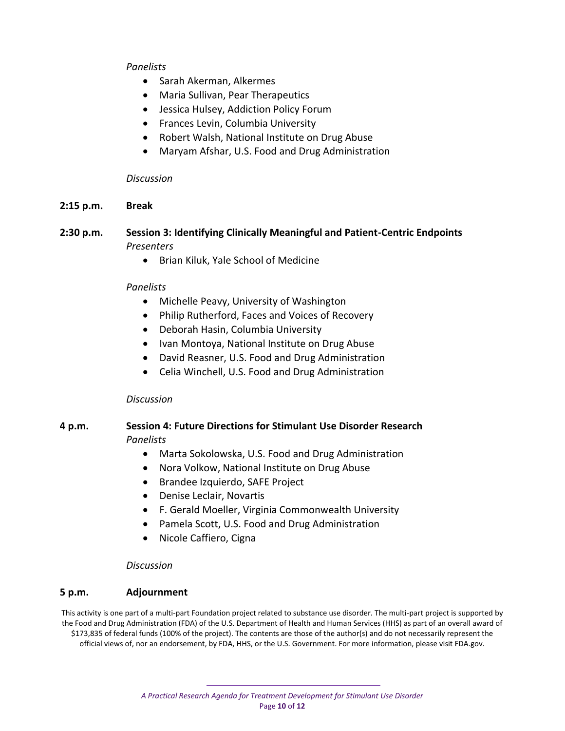*Panelists*

- Sarah Akerman, Alkermes
- Maria Sullivan, Pear Therapeutics
- Jessica Hulsey, Addiction Policy Forum
- Frances Levin, Columbia University
- Robert Walsh, National Institute on Drug Abuse
- Maryam Afshar, U.S. Food and Drug Administration

*Discussion*

**2:15 p.m.** **Break**

**2:30 p.m.** **Session 3: Identifying Clinically Meaningful and Patient-Centric Endpoints**

*Presenters*

- Brian Kiluk, Yale School of Medicine

*Panelists*

- Michelle Peavy, University of Washington
- Philip Rutherford, Faces and Voices of Recovery
- Deborah Hasin, Columbia University
- Ivan Montoya, National Institute on Drug Abuse
- David Reasner, U.S. Food and Drug Administration
- Celia Winchell, U.S. Food and Drug Administration

*Discussion*

**4 p.m.** **Session 4: Future Directions for Stimulant Use Disorder Research**

*Panelists*

- Marta Sokolowska, U.S. Food and Drug Administration
- Nora Volkow, National Institute on Drug Abuse
- Brandee Izquierdo, SAFE Project
- Denise Leclair, Novartis
- F. Gerald Moeller, Virginia Commonwealth University
- Pamela Scott, U.S. Food and Drug Administration
- Nicole Caffiero, Cigna

*Discussion*

**5 p.m.** **Adjournment**

This activity is one part of a multi-part Foundation project related to substance use disorder. The multi-part project is supported by the Food and Drug Administration (FDA) of the U.S. Department of Health and Human Services (HHS) as part of an overall award of $173,835 of federal funds (100% of the project). The contents are those of the author(s) and do not necessarily represent the official views of, nor an endorsement, by FDA, HHS, or the U.S. Government. For more information, please visit FDA.gov.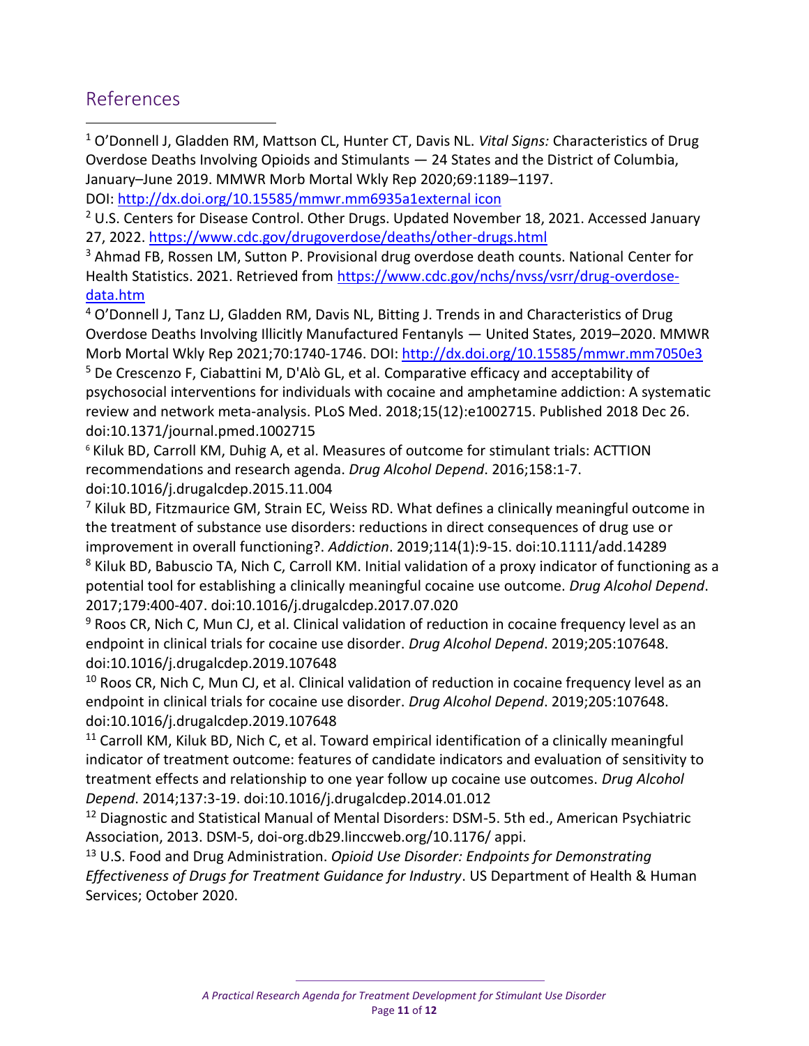## References

[1] O'Donnell J, Gladden RM, Mattson CL, Hunter CT, Davis NL. *Vital Signs:* Characteristics of Drug Overdose Deaths Involving Opioids and Stimulants — 24 States and the District of Columbia, January–June 2019. MMWR Morb Mortal Wkly Rep 2020;69:1189–1197. DOI: http://dx.doi.org/10.15585/mmwr.mm6935a1external icon

[2] U.S. Centers for Disease Control. Other Drugs. Updated November 18, 2021. Accessed January 27, 2022. https://www.cdc.gov/drugoverdose/deaths/other-drugs.html

[3] Ahmad FB, Rossen LM, Sutton P. Provisional drug overdose death counts. National Center for Health Statistics. 2021. Retrieved from https://www.cdc.gov/nchs/nvss/vsrr/drug-overdose-data.htm

[4] O'Donnell J, Tanz LJ, Gladden RM, Davis NL, Bitting J. Trends in and Characteristics of Drug Overdose Deaths Involving Illicitly Manufactured Fentanyls — United States, 2019–2020. MMWR Morb Mortal Wkly Rep 2021;70:1740-1746. DOI: http://dx.doi.org/10.15585/mmwr.mm7050e3

[5] De Crescenzo F, Ciabattini M, D'Alò GL, et al. Comparative efficacy and acceptability of psychosocial interventions for individuals with cocaine and amphetamine addiction: A systematic review and network meta-analysis. PLoS Med. 2018;15(12):e1002715. Published 2018 Dec 26. doi:10.1371/journal.pmed.1002715

[6] Kiluk BD, Carroll KM, Duhig A, et al. Measures of outcome for stimulant trials: ACTTION recommendations and research agenda. *Drug Alcohol Depend*. 2016;158:1-7. doi:10.1016/j.drugalcdep.2015.11.004

[7] Kiluk BD, Fitzmaurice GM, Strain EC, Weiss RD. What defines a clinically meaningful outcome in the treatment of substance use disorders: reductions in direct consequences of drug use or improvement in overall functioning?. *Addiction*. 2019;114(1):9-15. doi:10.1111/add.14289

[8] Kiluk BD, Babuscio TA, Nich C, Carroll KM. Initial validation of a proxy indicator of functioning as a potential tool for establishing a clinically meaningful cocaine use outcome. *Drug Alcohol Depend*. 2017;179:400-407. doi:10.1016/j.drugalcdep.2017.07.020

[9] Roos CR, Nich C, Mun CJ, et al. Clinical validation of reduction in cocaine frequency level as an endpoint in clinical trials for cocaine use disorder. *Drug Alcohol Depend*. 2019;205:107648. doi:10.1016/j.drugalcdep.2019.107648

[10] Roos CR, Nich C, Mun CJ, et al. Clinical validation of reduction in cocaine frequency level as an endpoint in clinical trials for cocaine use disorder. *Drug Alcohol Depend*. 2019;205:107648. doi:10.1016/j.drugalcdep.2019.107648

[11] Carroll KM, Kiluk BD, Nich C, et al. Toward empirical identification of a clinically meaningful indicator of treatment outcome: features of candidate indicators and evaluation of sensitivity to treatment effects and relationship to one year follow up cocaine use outcomes. *Drug Alcohol Depend*. 2014;137:3-19. doi:10.1016/j.drugalcdep.2014.01.012

[12] Diagnostic and Statistical Manual of Mental Disorders: DSM-5. 5th ed., American Psychiatric Association, 2013. DSM-5, doi-org.db29.linccweb.org/10.1176/ appi.

[13] U.S. Food and Drug Administration. *Opioid Use Disorder: Endpoints for Demonstrating Effectiveness of Drugs for Treatment Guidance for Industry*. US Department of Health & Human Services; October 2020.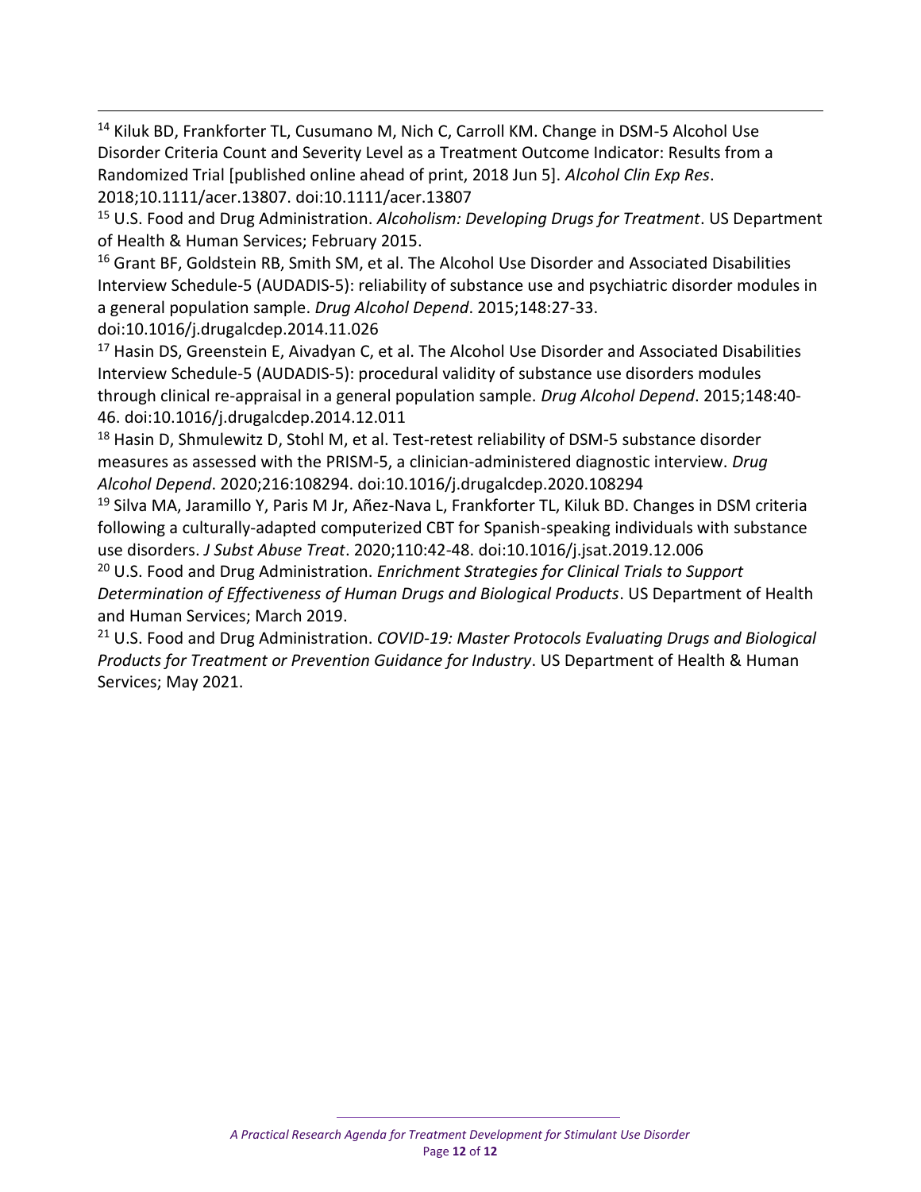[14] Kiluk BD, Frankforter TL, Cusumano M, Nich C, Carroll KM. Change in DSM-5 Alcohol Use Disorder Criteria Count and Severity Level as a Treatment Outcome Indicator: Results from a Randomized Trial [published online ahead of print, 2018 Jun 5]. *Alcohol Clin Exp Res*. 2018;10.1111/acer.13807. doi:10.1111/acer.13807

[15] U.S. Food and Drug Administration. *Alcoholism: Developing Drugs for Treatment*. US Department of Health & Human Services; February 2015.

[16] Grant BF, Goldstein RB, Smith SM, et al. The Alcohol Use Disorder and Associated Disabilities Interview Schedule-5 (AUDADIS-5): reliability of substance use and psychiatric disorder modules in a general population sample. *Drug Alcohol Depend*. 2015;148:27-33. doi:10.1016/j.drugalcdep.2014.11.026

[17] Hasin DS, Greenstein E, Aivadyan C, et al. The Alcohol Use Disorder and Associated Disabilities Interview Schedule-5 (AUDADIS-5): procedural validity of substance use disorders modules through clinical re-appraisal in a general population sample. *Drug Alcohol Depend*. 2015;148:40-46. doi:10.1016/j.drugalcdep.2014.12.011

[18] Hasin D, Shmulewitz D, Stohl M, et al. Test-retest reliability of DSM-5 substance disorder measures as assessed with the PRISM-5, a clinician-administered diagnostic interview. *Drug Alcohol Depend*. 2020;216:108294. doi:10.1016/j.drugalcdep.2020.108294

[19] Silva MA, Jaramillo Y, Paris M Jr, Añez-Nava L, Frankforter TL, Kiluk BD. Changes in DSM criteria following a culturally-adapted computerized CBT for Spanish-speaking individuals with substance use disorders. *J Subst Abuse Treat*. 2020;110:42-48. doi:10.1016/j.jsat.2019.12.006

[20] U.S. Food and Drug Administration. *Enrichment Strategies for Clinical Trials to Support Determination of Effectiveness of Human Drugs and Biological Products*. US Department of Health and Human Services; March 2019.

[21] U.S. Food and Drug Administration. *COVID-19: Master Protocols Evaluating Drugs and Biological Products for Treatment or Prevention Guidance for Industry*. US Department of Health & Human Services; May 2021.